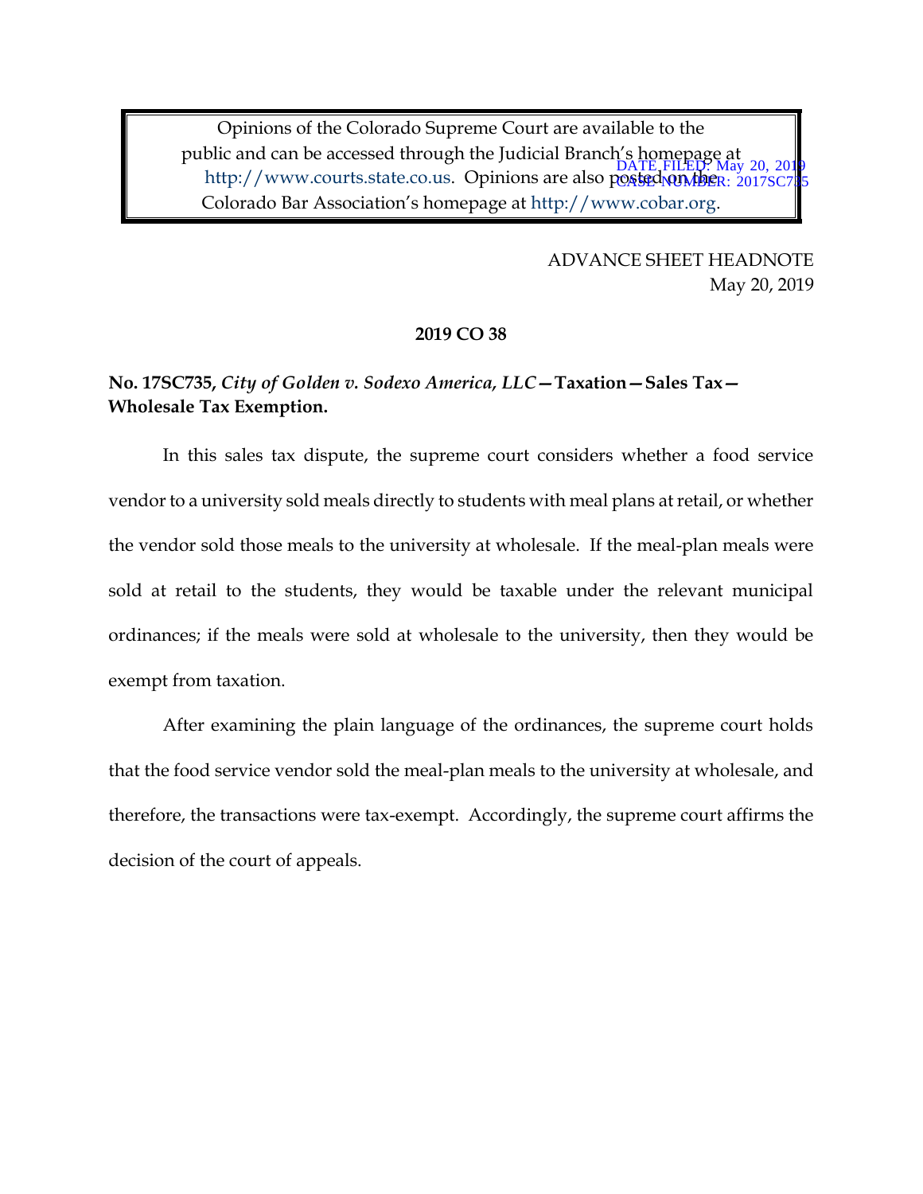Opinions of the Colorado Supreme Court are available to the public and can be accessed through the Judicial Branch's homepage at http://www.courts.state.co.us. Opinions are also posted on the Colorado Bar Association's homepage at http://www.cobar.org.

DATE FILED: May 20, 2019
CASE NUMBER: 2017SC735

ADVANCE SHEET HEADNOTE
May 20, 2019

**2019 CO 38**

**No. 17SC735, *City of Golden v. Sodexo America, LLC*—Taxation—Sales Tax—Wholesale Tax Exemption.**

In this sales tax dispute, the supreme court considers whether a food service vendor to a university sold meals directly to students with meal plans at retail, or whether the vendor sold those meals to the university at wholesale. If the meal-plan meals were sold at retail to the students, they would be taxable under the relevant municipal ordinances; if the meals were sold at wholesale to the university, then they would be exempt from taxation.

After examining the plain language of the ordinances, the supreme court holds that the food service vendor sold the meal-plan meals to the university at wholesale, and therefore, the transactions were tax-exempt. Accordingly, the supreme court affirms the decision of the court of appeals.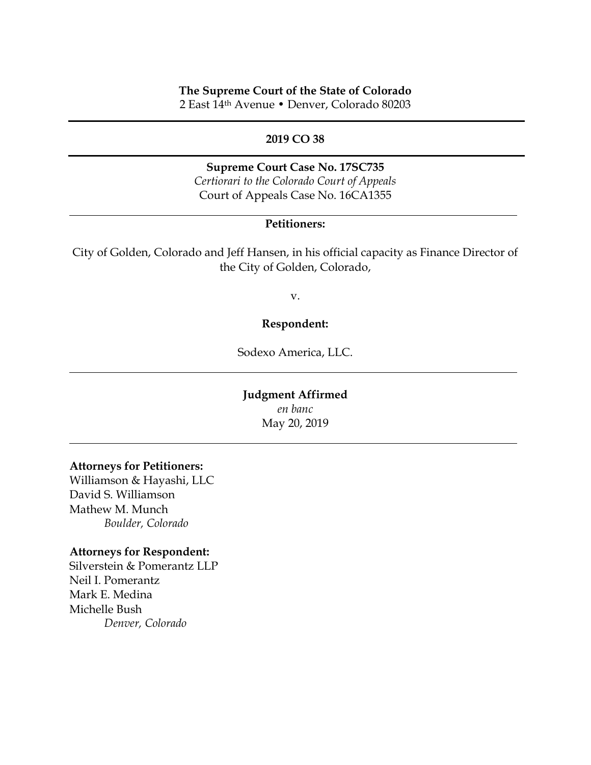**The Supreme Court of the State of Colorado**
2 East 14th Avenue • Denver, Colorado 80203

---

**2019 CO 38**

---

**Supreme Court Case No. 17SC735**
*Certiorari to the Colorado Court of Appeals*
Court of Appeals Case No. 16CA1355

---

**Petitioners:**

City of Golden, Colorado and Jeff Hansen, in his official capacity as Finance Director of the City of Golden, Colorado,

v.

**Respondent:**

Sodexo America, LLC.

---

**Judgment Affirmed**
*en banc*
May 20, 2019

---

**Attorneys for Petitioners:**
Williamson & Hayashi, LLC
David S. Williamson
Mathew M. Munch
*Boulder, Colorado*

**Attorneys for Respondent:**
Silverstein & Pomerantz LLP
Neil I. Pomerantz
Mark E. Medina
Michelle Bush
*Denver, Colorado*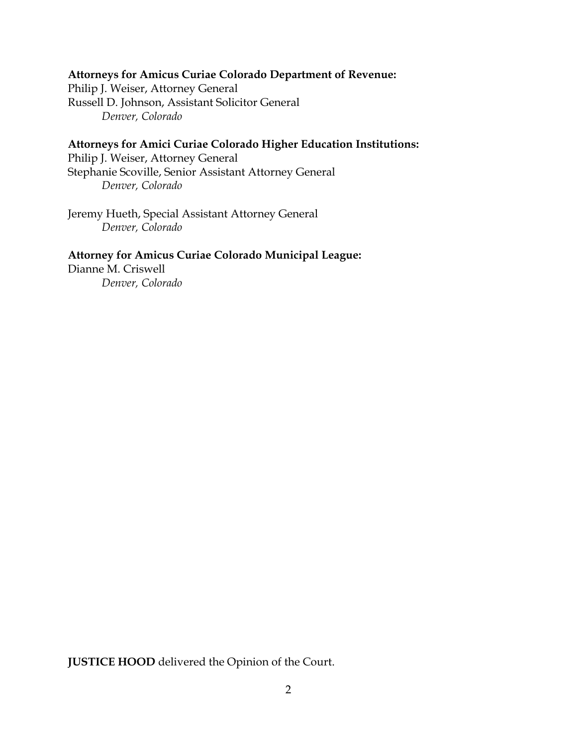**Attorneys for Amicus Curiae Colorado Department of Revenue:**
Philip J. Weiser, Attorney General
Russell D. Johnson, Assistant Solicitor General
*Denver, Colorado*

**Attorneys for Amici Curiae Colorado Higher Education Institutions:**
Philip J. Weiser, Attorney General
Stephanie Scoville, Senior Assistant Attorney General
*Denver, Colorado*

Jeremy Hueth, Special Assistant Attorney General
*Denver, Colorado*

**Attorney for Amicus Curiae Colorado Municipal League:**
Dianne M. Criswell
*Denver, Colorado*

**JUSTICE HOOD** delivered the Opinion of the Court.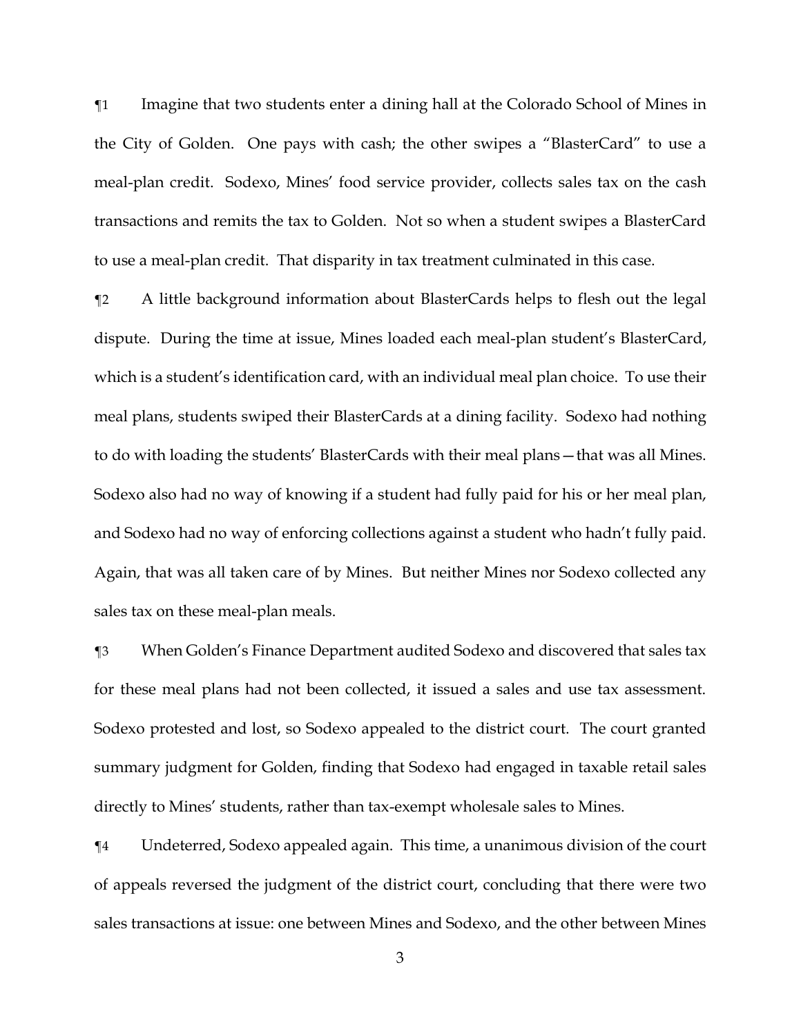¶1 Imagine that two students enter a dining hall at the Colorado School of Mines in the City of Golden. One pays with cash; the other swipes a "BlasterCard" to use a meal-plan credit. Sodexo, Mines' food service provider, collects sales tax on the cash transactions and remits the tax to Golden. Not so when a student swipes a BlasterCard to use a meal-plan credit. That disparity in tax treatment culminated in this case.

¶2 A little background information about BlasterCards helps to flesh out the legal dispute. During the time at issue, Mines loaded each meal-plan student's BlasterCard, which is a student's identification card, with an individual meal plan choice. To use their meal plans, students swiped their BlasterCards at a dining facility. Sodexo had nothing to do with loading the students' BlasterCards with their meal plans—that was all Mines. Sodexo also had no way of knowing if a student had fully paid for his or her meal plan, and Sodexo had no way of enforcing collections against a student who hadn't fully paid. Again, that was all taken care of by Mines. But neither Mines nor Sodexo collected any sales tax on these meal-plan meals.

¶3 When Golden's Finance Department audited Sodexo and discovered that sales tax for these meal plans had not been collected, it issued a sales and use tax assessment. Sodexo protested and lost, so Sodexo appealed to the district court. The court granted summary judgment for Golden, finding that Sodexo had engaged in taxable retail sales directly to Mines' students, rather than tax-exempt wholesale sales to Mines.

¶4 Undeterred, Sodexo appealed again. This time, a unanimous division of the court of appeals reversed the judgment of the district court, concluding that there were two sales transactions at issue: one between Mines and Sodexo, and the other between Mines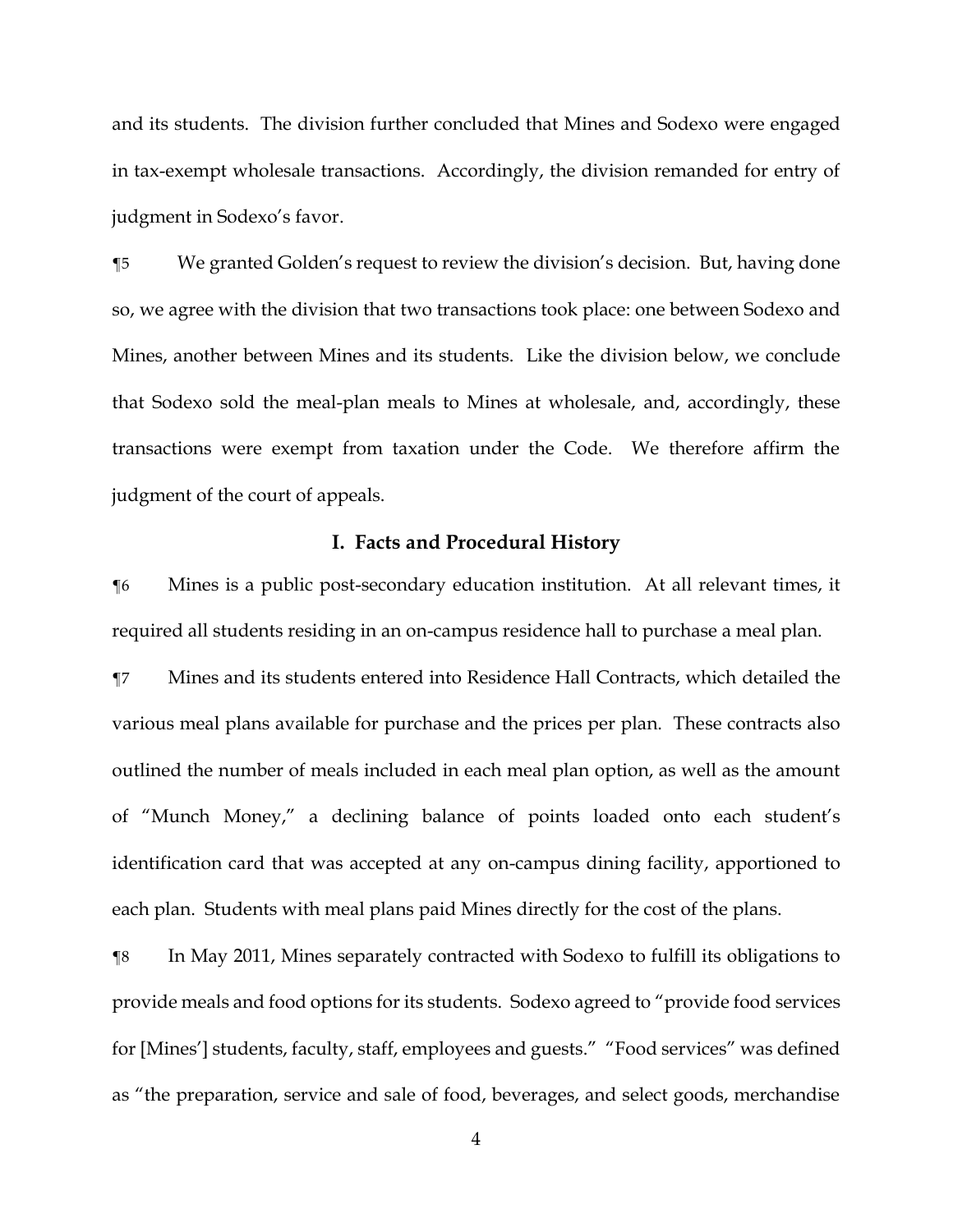and its students. The division further concluded that Mines and Sodexo were engaged in tax-exempt wholesale transactions. Accordingly, the division remanded for entry of judgment in Sodexo's favor.

¶5 We granted Golden's request to review the division's decision. But, having done so, we agree with the division that two transactions took place: one between Sodexo and Mines, another between Mines and its students. Like the division below, we conclude that Sodexo sold the meal-plan meals to Mines at wholesale, and, accordingly, these transactions were exempt from taxation under the Code. We therefore affirm the judgment of the court of appeals.

## I. Facts and Procedural History

¶6 Mines is a public post-secondary education institution. At all relevant times, it required all students residing in an on-campus residence hall to purchase a meal plan.

¶7 Mines and its students entered into Residence Hall Contracts, which detailed the various meal plans available for purchase and the prices per plan. These contracts also outlined the number of meals included in each meal plan option, as well as the amount of "Munch Money," a declining balance of points loaded onto each student's identification card that was accepted at any on-campus dining facility, apportioned to each plan. Students with meal plans paid Mines directly for the cost of the plans.

¶8 In May 2011, Mines separately contracted with Sodexo to fulfill its obligations to provide meals and food options for its students. Sodexo agreed to "provide food services for [Mines'] students, faculty, staff, employees and guests." "Food services" was defined as "the preparation, service and sale of food, beverages, and select goods, merchandise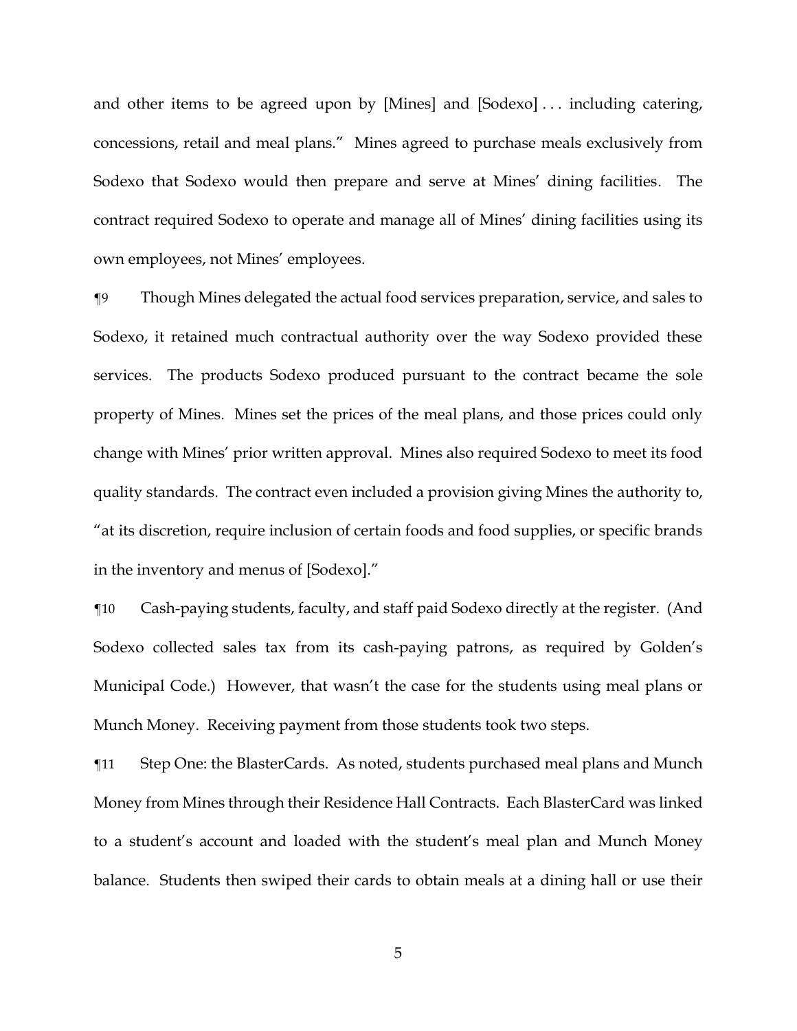and other items to be agreed upon by [Mines] and [Sodexo] . . . including catering, concessions, retail and meal plans." Mines agreed to purchase meals exclusively from Sodexo that Sodexo would then prepare and serve at Mines' dining facilities. The contract required Sodexo to operate and manage all of Mines' dining facilities using its own employees, not Mines' employees.

¶9 Though Mines delegated the actual food services preparation, service, and sales to Sodexo, it retained much contractual authority over the way Sodexo provided these services. The products Sodexo produced pursuant to the contract became the sole property of Mines. Mines set the prices of the meal plans, and those prices could only change with Mines' prior written approval. Mines also required Sodexo to meet its food quality standards. The contract even included a provision giving Mines the authority to, "at its discretion, require inclusion of certain foods and food supplies, or specific brands in the inventory and menus of [Sodexo]."

¶10 Cash-paying students, faculty, and staff paid Sodexo directly at the register. (And Sodexo collected sales tax from its cash-paying patrons, as required by Golden's Municipal Code.) However, that wasn't the case for the students using meal plans or Munch Money. Receiving payment from those students took two steps.

¶11 Step One: the BlasterCards. As noted, students purchased meal plans and Munch Money from Mines through their Residence Hall Contracts. Each BlasterCard was linked to a student's account and loaded with the student's meal plan and Munch Money balance. Students then swiped their cards to obtain meals at a dining hall or use their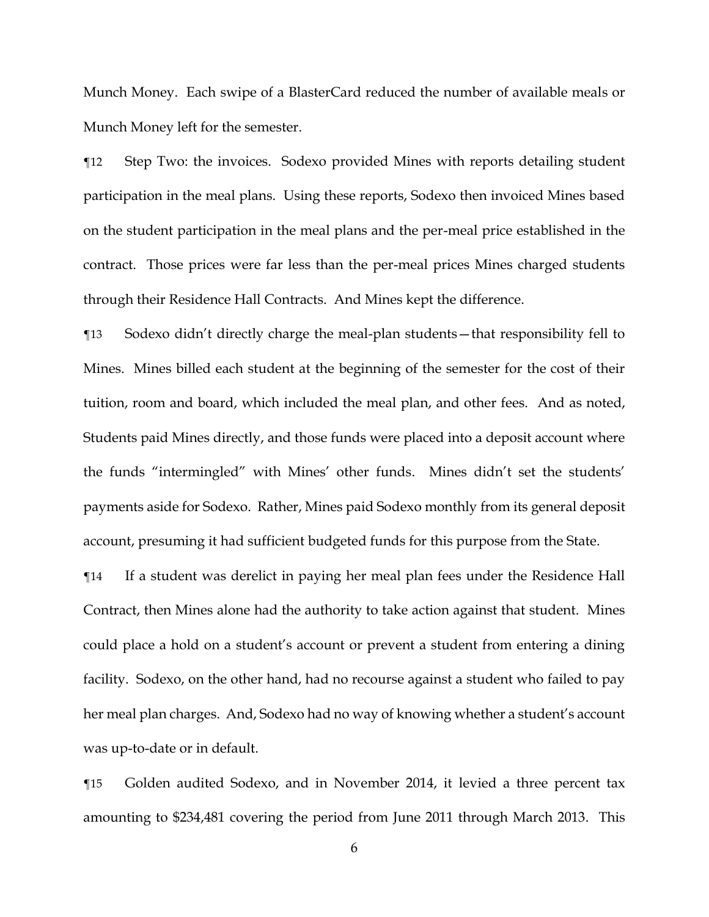Munch Money. Each swipe of a BlasterCard reduced the number of available meals or Munch Money left for the semester.

¶12 Step Two: the invoices. Sodexo provided Mines with reports detailing student participation in the meal plans. Using these reports, Sodexo then invoiced Mines based on the student participation in the meal plans and the per-meal price established in the contract. Those prices were far less than the per-meal prices Mines charged students through their Residence Hall Contracts. And Mines kept the difference.

¶13 Sodexo didn't directly charge the meal-plan students—that responsibility fell to Mines. Mines billed each student at the beginning of the semester for the cost of their tuition, room and board, which included the meal plan, and other fees. And as noted, Students paid Mines directly, and those funds were placed into a deposit account where the funds "intermingled" with Mines' other funds. Mines didn't set the students' payments aside for Sodexo. Rather, Mines paid Sodexo monthly from its general deposit account, presuming it had sufficient budgeted funds for this purpose from the State.

¶14 If a student was derelict in paying her meal plan fees under the Residence Hall Contract, then Mines alone had the authority to take action against that student. Mines could place a hold on a student's account or prevent a student from entering a dining facility. Sodexo, on the other hand, had no recourse against a student who failed to pay her meal plan charges. And, Sodexo had no way of knowing whether a student's account was up-to-date or in default.

¶15 Golden audited Sodexo, and in November 2014, it levied a three percent tax amounting to $234,481 covering the period from June 2011 through March 2013. This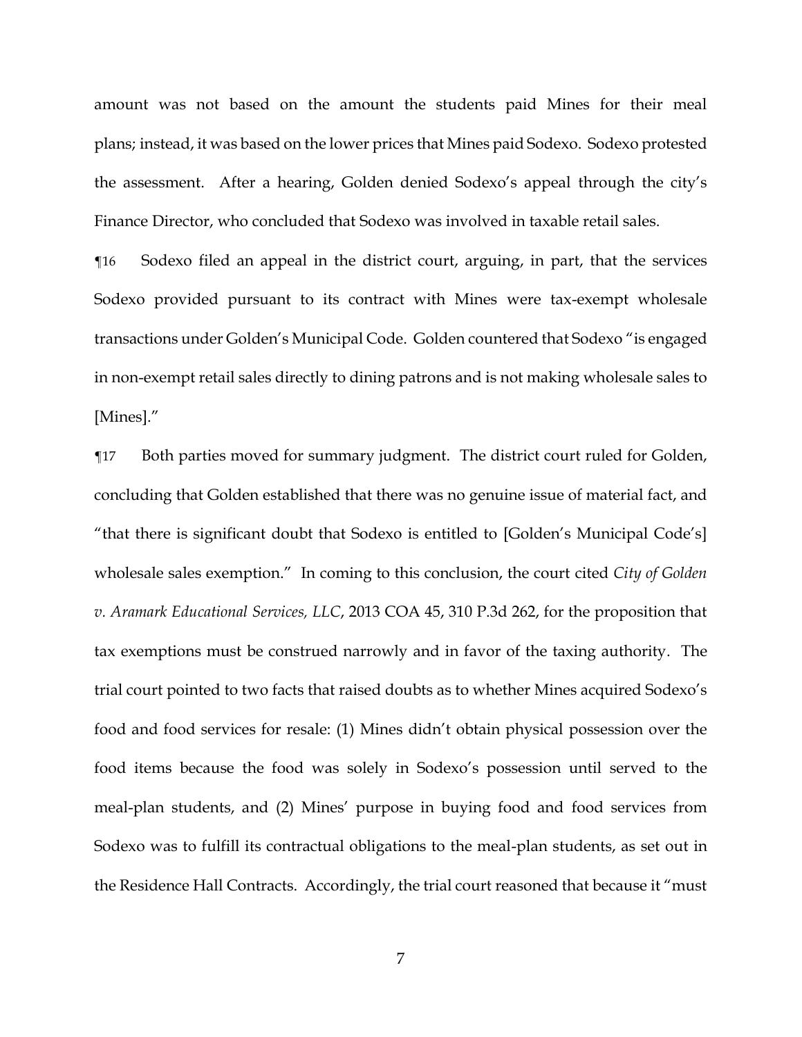amount was not based on the amount the students paid Mines for their meal plans; instead, it was based on the lower prices that Mines paid Sodexo. Sodexo protested the assessment. After a hearing, Golden denied Sodexo's appeal through the city's Finance Director, who concluded that Sodexo was involved in taxable retail sales.

¶16 Sodexo filed an appeal in the district court, arguing, in part, that the services Sodexo provided pursuant to its contract with Mines were tax-exempt wholesale transactions under Golden's Municipal Code. Golden countered that Sodexo "is engaged in non-exempt retail sales directly to dining patrons and is not making wholesale sales to [Mines]."

¶17 Both parties moved for summary judgment. The district court ruled for Golden, concluding that Golden established that there was no genuine issue of material fact, and "that there is significant doubt that Sodexo is entitled to [Golden's Municipal Code's] wholesale sales exemption." In coming to this conclusion, the court cited *City of Golden v. Aramark Educational Services, LLC*, 2013 COA 45, 310 P.3d 262, for the proposition that tax exemptions must be construed narrowly and in favor of the taxing authority. The trial court pointed to two facts that raised doubts as to whether Mines acquired Sodexo's food and food services for resale: (1) Mines didn't obtain physical possession over the food items because the food was solely in Sodexo's possession until served to the meal-plan students, and (2) Mines' purpose in buying food and food services from Sodexo was to fulfill its contractual obligations to the meal-plan students, as set out in the Residence Hall Contracts. Accordingly, the trial court reasoned that because it "must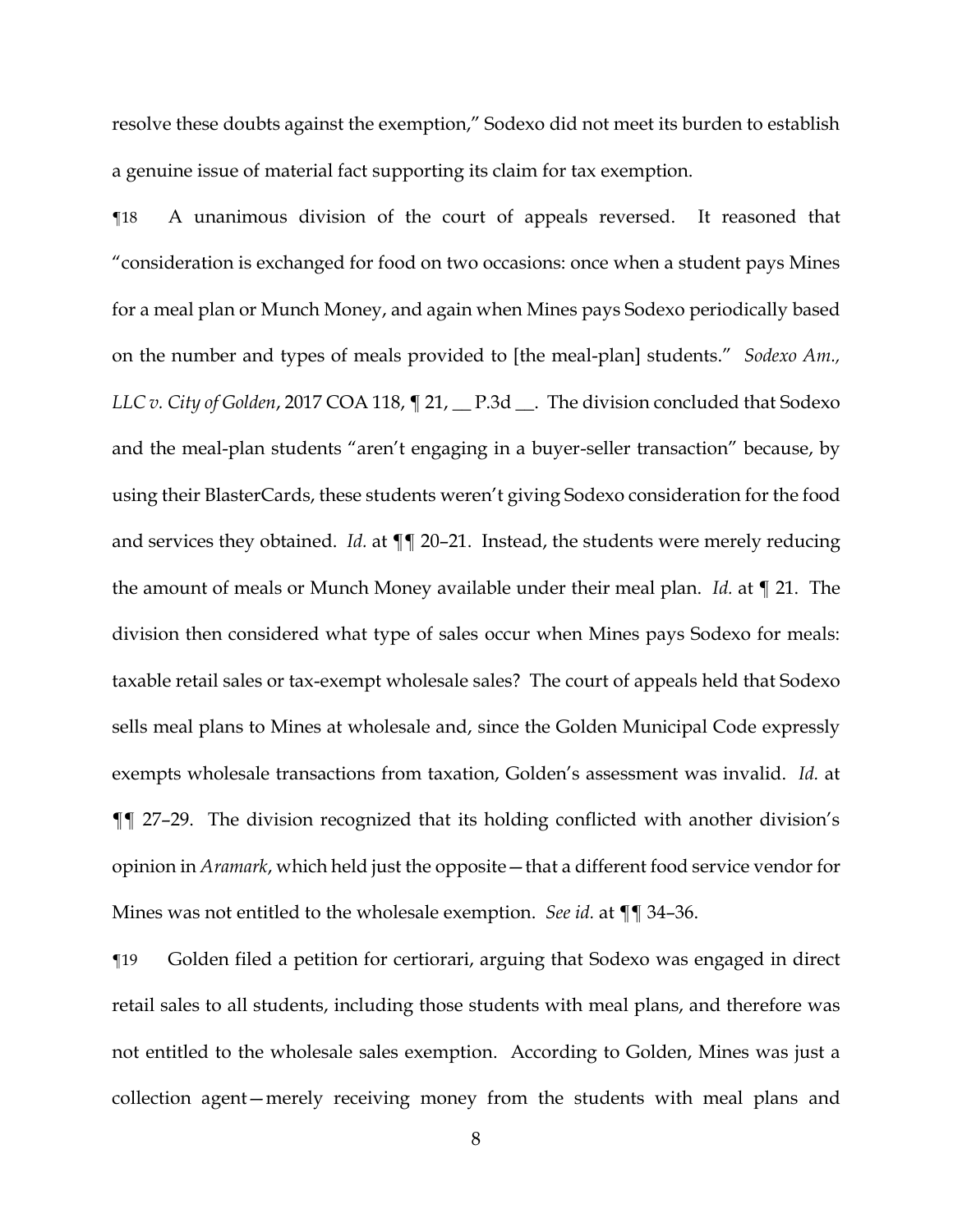resolve these doubts against the exemption," Sodexo did not meet its burden to establish a genuine issue of material fact supporting its claim for tax exemption.

¶18 A unanimous division of the court of appeals reversed. It reasoned that "consideration is exchanged for food on two occasions: once when a student pays Mines for a meal plan or Munch Money, and again when Mines pays Sodexo periodically based on the number and types of meals provided to [the meal-plan] students." *Sodexo Am., LLC v. City of Golden*, 2017 COA 118, ¶ 21, __ P.3d __. The division concluded that Sodexo and the meal-plan students "aren't engaging in a buyer-seller transaction" because, by using their BlasterCards, these students weren't giving Sodexo consideration for the food and services they obtained. *Id.* at ¶¶ 20–21. Instead, the students were merely reducing the amount of meals or Munch Money available under their meal plan. *Id.* at ¶ 21. The division then considered what type of sales occur when Mines pays Sodexo for meals: taxable retail sales or tax-exempt wholesale sales? The court of appeals held that Sodexo sells meal plans to Mines at wholesale and, since the Golden Municipal Code expressly exempts wholesale transactions from taxation, Golden's assessment was invalid. *Id.* at ¶¶ 27–29. The division recognized that its holding conflicted with another division's opinion in *Aramark*, which held just the opposite—that a different food service vendor for Mines was not entitled to the wholesale exemption. *See id.* at ¶¶ 34–36.

¶19 Golden filed a petition for certiorari, arguing that Sodexo was engaged in direct retail sales to all students, including those students with meal plans, and therefore was not entitled to the wholesale sales exemption. According to Golden, Mines was just a collection agent—merely receiving money from the students with meal plans and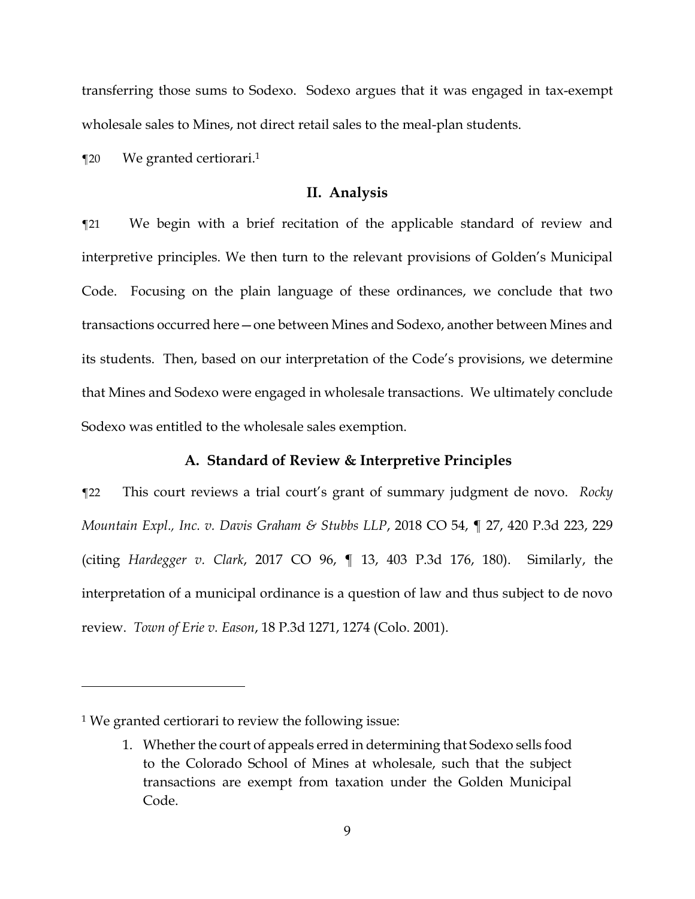transferring those sums to Sodexo. Sodexo argues that it was engaged in tax-exempt wholesale sales to Mines, not direct retail sales to the meal-plan students.

¶20 We granted certiorari.[1]

## II. Analysis

¶21 We begin with a brief recitation of the applicable standard of review and interpretive principles. We then turn to the relevant provisions of Golden's Municipal Code. Focusing on the plain language of these ordinances, we conclude that two transactions occurred here—one between Mines and Sodexo, another between Mines and its students. Then, based on our interpretation of the Code's provisions, we determine that Mines and Sodexo were engaged in wholesale transactions. We ultimately conclude Sodexo was entitled to the wholesale sales exemption.

### A. Standard of Review & Interpretive Principles

¶22 This court reviews a trial court's grant of summary judgment de novo. *Rocky Mountain Expl., Inc. v. Davis Graham & Stubbs LLP*, 2018 CO 54, ¶ 27, 420 P.3d 223, 229 (citing *Hardegger v. Clark*, 2017 CO 96, ¶ 13, 403 P.3d 176, 180). Similarly, the interpretation of a municipal ordinance is a question of law and thus subject to de novo review. *Town of Erie v. Eason*, 18 P.3d 1271, 1274 (Colo. 2001).

---

[1] We granted certiorari to review the following issue:

1. Whether the court of appeals erred in determining that Sodexo sells food to the Colorado School of Mines at wholesale, such that the subject transactions are exempt from taxation under the Golden Municipal Code.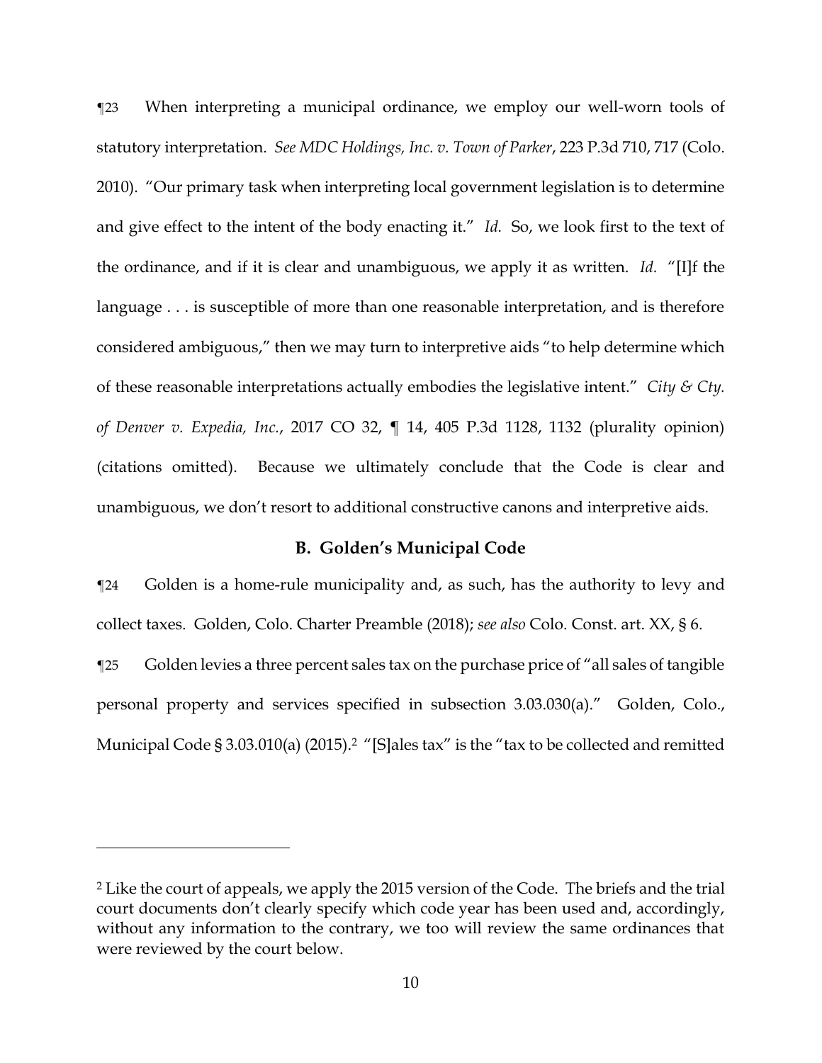¶23 When interpreting a municipal ordinance, we employ our well-worn tools of statutory interpretation. *See MDC Holdings, Inc. v. Town of Parker*, 223 P.3d 710, 717 (Colo. 2010). "Our primary task when interpreting local government legislation is to determine and give effect to the intent of the body enacting it." *Id.* So, we look first to the text of the ordinance, and if it is clear and unambiguous, we apply it as written. *Id.* "[I]f the language . . . is susceptible of more than one reasonable interpretation, and is therefore considered ambiguous," then we may turn to interpretive aids "to help determine which of these reasonable interpretations actually embodies the legislative intent." *City & Cty. of Denver v. Expedia, Inc.*, 2017 CO 32, ¶ 14, 405 P.3d 1128, 1132 (plurality opinion) (citations omitted). Because we ultimately conclude that the Code is clear and unambiguous, we don't resort to additional constructive canons and interpretive aids.

### B. Golden's Municipal Code

¶24 Golden is a home-rule municipality and, as such, has the authority to levy and collect taxes. Golden, Colo. Charter Preamble (2018); *see also* Colo. Const. art. XX, § 6.

¶25 Golden levies a three percent sales tax on the purchase price of "all sales of tangible personal property and services specified in subsection 3.03.030(a)." Golden, Colo., Municipal Code § 3.03.010(a) (2015).[2] "[S]ales tax" is the "tax to be collected and remitted

---

[2] Like the court of appeals, we apply the 2015 version of the Code. The briefs and the trial court documents don't clearly specify which code year has been used and, accordingly, without any information to the contrary, we too will review the same ordinances that were reviewed by the court below.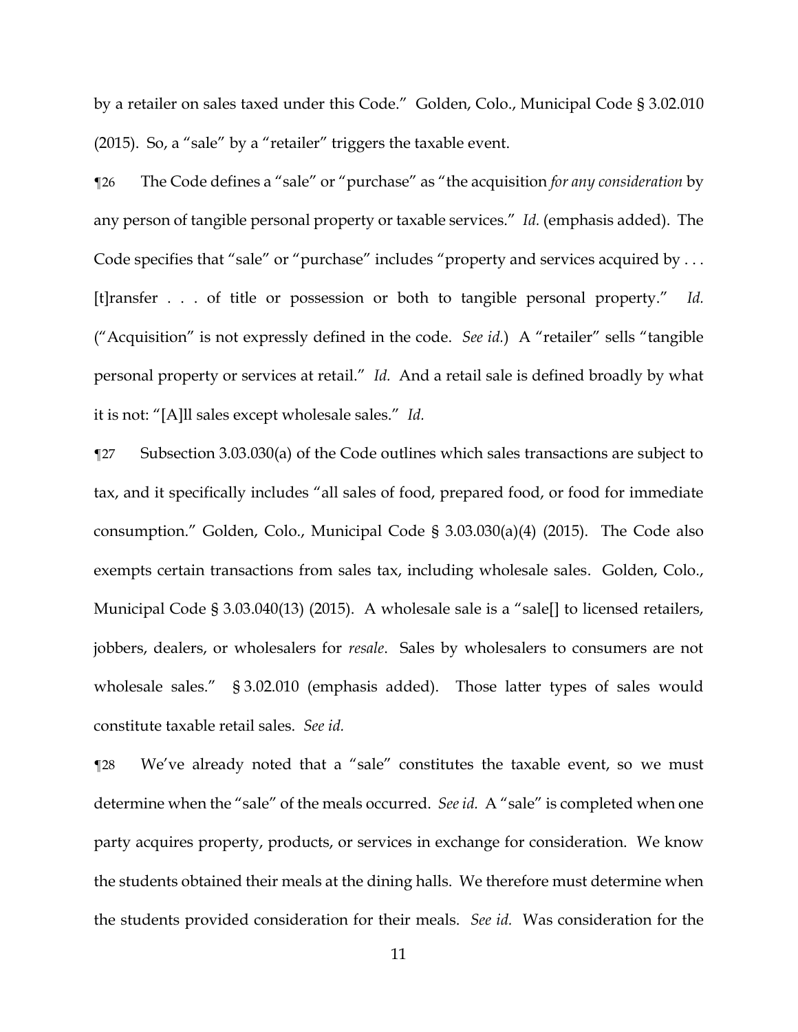by a retailer on sales taxed under this Code." Golden, Colo., Municipal Code § 3.02.010 (2015). So, a "sale" by a "retailer" triggers the taxable event.

¶26 The Code defines a "sale" or "purchase" as "the acquisition *for any consideration* by any person of tangible personal property or taxable services." *Id.* (emphasis added). The Code specifies that "sale" or "purchase" includes "property and services acquired by . . . [t]ransfer . . . of title or possession or both to tangible personal property." *Id.* ("Acquisition" is not expressly defined in the code. *See id.*) A "retailer" sells "tangible personal property or services at retail." *Id.* And a retail sale is defined broadly by what it is not: "[A]ll sales except wholesale sales." *Id.*

¶27 Subsection 3.03.030(a) of the Code outlines which sales transactions are subject to tax, and it specifically includes "all sales of food, prepared food, or food for immediate consumption." Golden, Colo., Municipal Code § 3.03.030(a)(4) (2015). The Code also exempts certain transactions from sales tax, including wholesale sales. Golden, Colo., Municipal Code § 3.03.040(13) (2015). A wholesale sale is a "sale[] to licensed retailers, jobbers, dealers, or wholesalers for *resale*. Sales by wholesalers to consumers are not wholesale sales." § 3.02.010 (emphasis added). Those latter types of sales would constitute taxable retail sales. *See id.*

¶28 We've already noted that a "sale" constitutes the taxable event, so we must determine when the "sale" of the meals occurred. *See id.* A "sale" is completed when one party acquires property, products, or services in exchange for consideration. We know the students obtained their meals at the dining halls. We therefore must determine when the students provided consideration for their meals. *See id.* Was consideration for the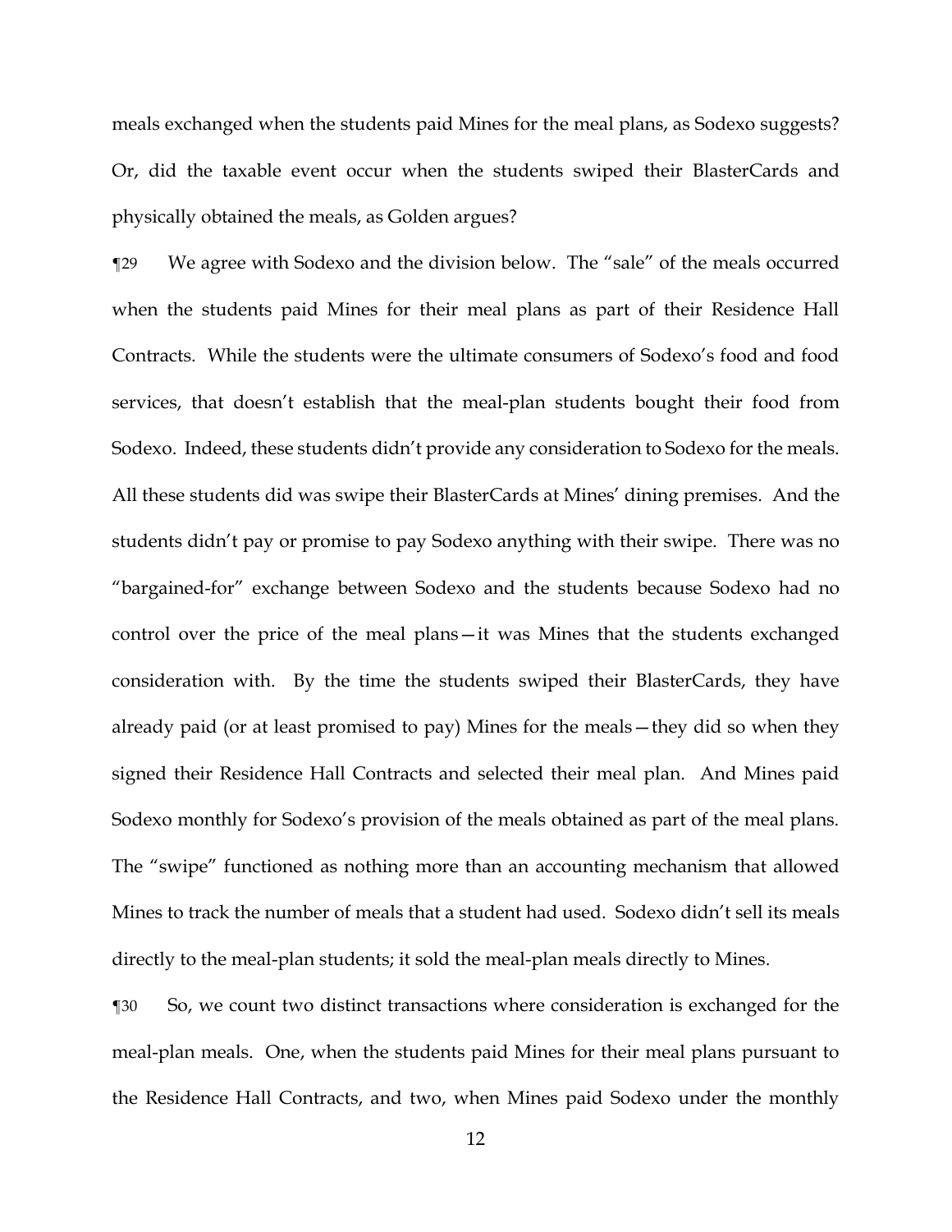meals exchanged when the students paid Mines for the meal plans, as Sodexo suggests? Or, did the taxable event occur when the students swiped their BlasterCards and physically obtained the meals, as Golden argues?

¶29 We agree with Sodexo and the division below. The "sale" of the meals occurred when the students paid Mines for their meal plans as part of their Residence Hall Contracts. While the students were the ultimate consumers of Sodexo's food and food services, that doesn't establish that the meal-plan students bought their food from Sodexo. Indeed, these students didn't provide any consideration to Sodexo for the meals. All these students did was swipe their BlasterCards at Mines' dining premises. And the students didn't pay or promise to pay Sodexo anything with their swipe. There was no "bargained-for" exchange between Sodexo and the students because Sodexo had no control over the price of the meal plans—it was Mines that the students exchanged consideration with. By the time the students swiped their BlasterCards, they have already paid (or at least promised to pay) Mines for the meals—they did so when they signed their Residence Hall Contracts and selected their meal plan. And Mines paid Sodexo monthly for Sodexo's provision of the meals obtained as part of the meal plans. The "swipe" functioned as nothing more than an accounting mechanism that allowed Mines to track the number of meals that a student had used. Sodexo didn't sell its meals directly to the meal-plan students; it sold the meal-plan meals directly to Mines.

¶30 So, we count two distinct transactions where consideration is exchanged for the meal-plan meals. One, when the students paid Mines for their meal plans pursuant to the Residence Hall Contracts, and two, when Mines paid Sodexo under the monthly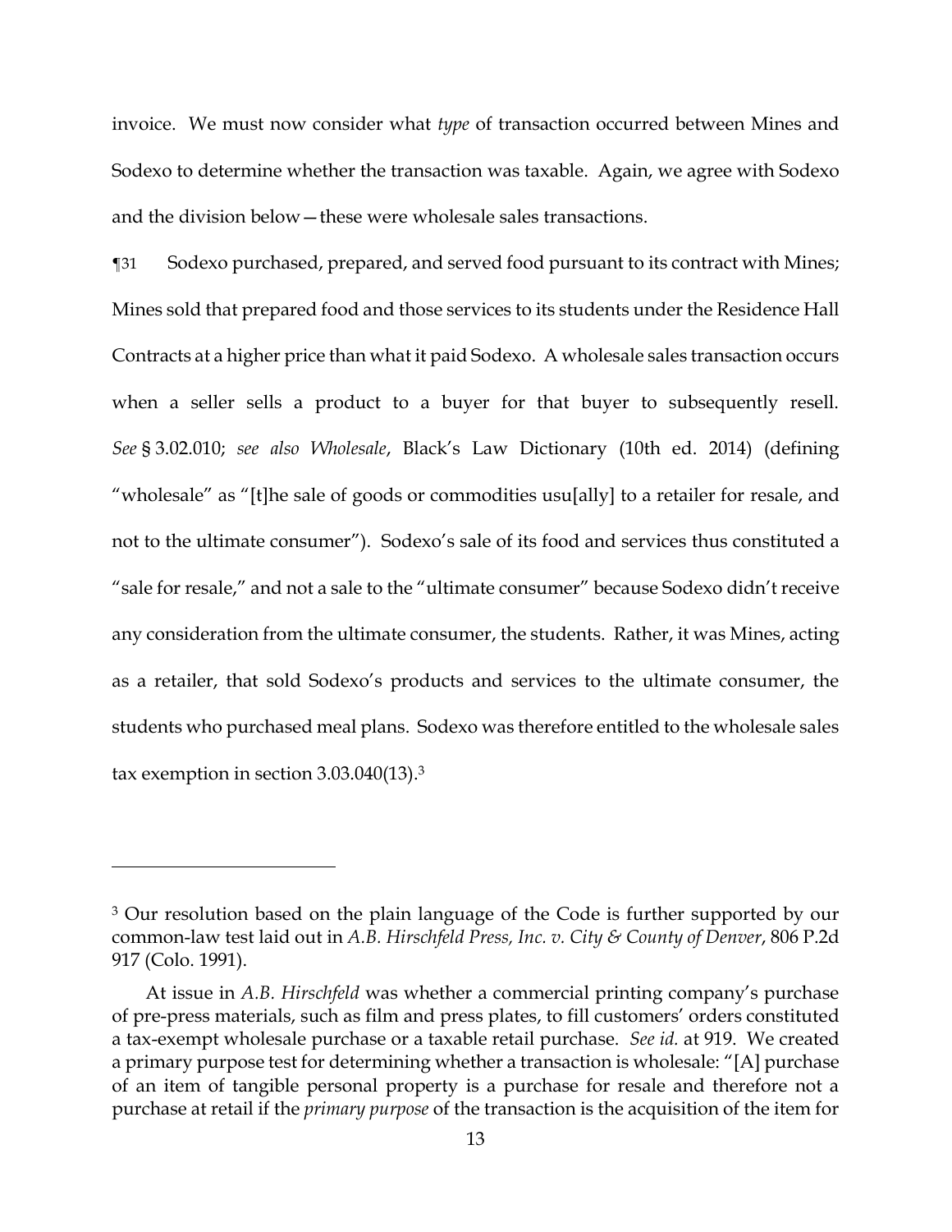invoice. We must now consider what *type* of transaction occurred between Mines and Sodexo to determine whether the transaction was taxable. Again, we agree with Sodexo and the division below—these were wholesale sales transactions.

¶31 Sodexo purchased, prepared, and served food pursuant to its contract with Mines; Mines sold that prepared food and those services to its students under the Residence Hall Contracts at a higher price than what it paid Sodexo. A wholesale sales transaction occurs when a seller sells a product to a buyer for that buyer to subsequently resell. *See* § 3.02.010; *see also Wholesale*, Black's Law Dictionary (10th ed. 2014) (defining "wholesale" as "[t]he sale of goods or commodities usu[ally] to a retailer for resale, and not to the ultimate consumer"). Sodexo's sale of its food and services thus constituted a "sale for resale," and not a sale to the "ultimate consumer" because Sodexo didn't receive any consideration from the ultimate consumer, the students. Rather, it was Mines, acting as a retailer, that sold Sodexo's products and services to the ultimate consumer, the students who purchased meal plans. Sodexo was therefore entitled to the wholesale sales tax exemption in section 3.03.040(13).[3]

---

[3] Our resolution based on the plain language of the Code is further supported by our common-law test laid out in *A.B. Hirschfeld Press, Inc. v. City & County of Denver*, 806 P.2d 917 (Colo. 1991).

At issue in *A.B. Hirschfeld* was whether a commercial printing company's purchase of pre-press materials, such as film and press plates, to fill customers' orders constituted a tax-exempt wholesale purchase or a taxable retail purchase. *See id.* at 919. We created a primary purpose test for determining whether a transaction is wholesale: "[A] purchase of an item of tangible personal property is a purchase for resale and therefore not a purchase at retail if the *primary purpose* of the transaction is the acquisition of the item for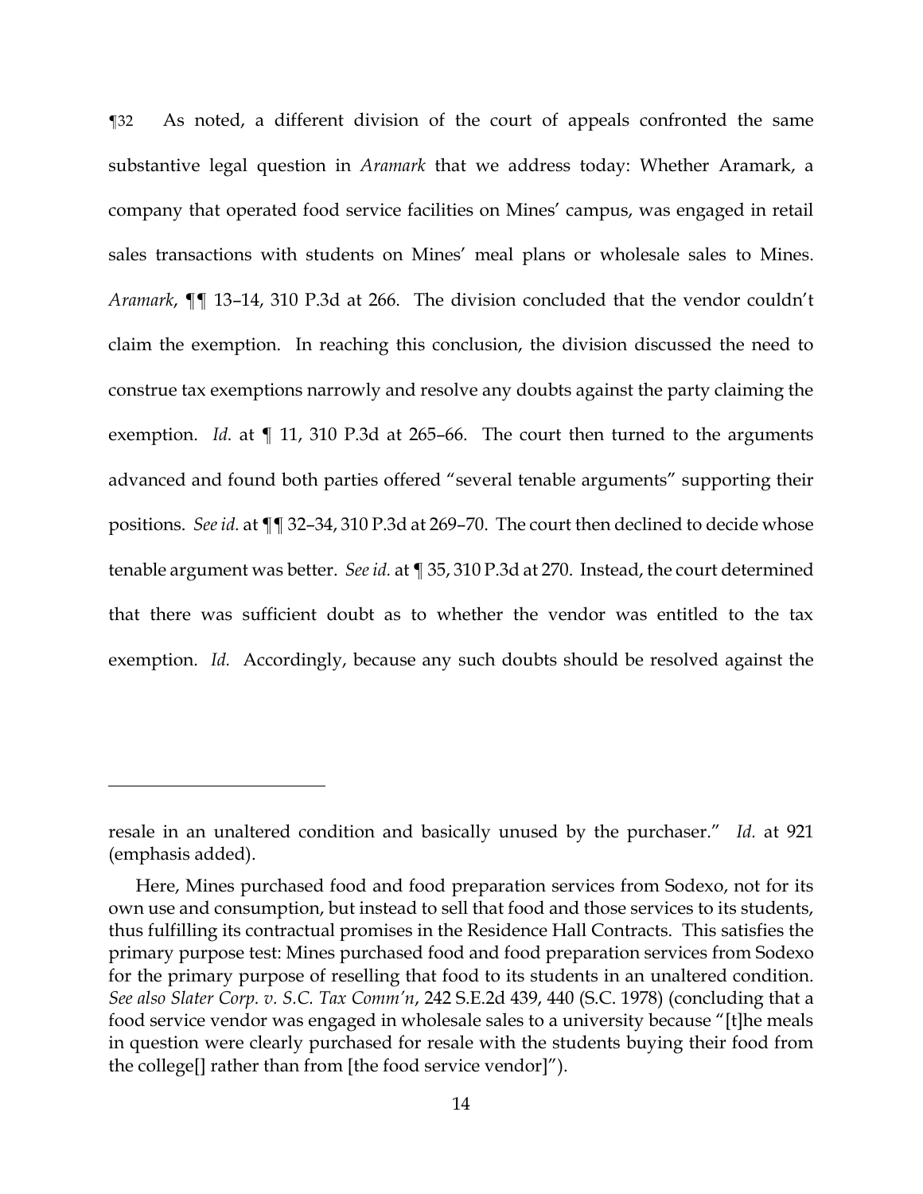¶32 As noted, a different division of the court of appeals confronted the same substantive legal question in *Aramark* that we address today: Whether Aramark, a company that operated food service facilities on Mines' campus, was engaged in retail sales transactions with students on Mines' meal plans or wholesale sales to Mines. *Aramark*, ¶¶ 13–14, 310 P.3d at 266. The division concluded that the vendor couldn't claim the exemption. In reaching this conclusion, the division discussed the need to construe tax exemptions narrowly and resolve any doubts against the party claiming the exemption. *Id.* at ¶ 11, 310 P.3d at 265–66. The court then turned to the arguments advanced and found both parties offered "several tenable arguments" supporting their positions. *See id.* at ¶¶ 32–34, 310 P.3d at 269–70. The court then declined to decide whose tenable argument was better. *See id.* at ¶ 35, 310 P.3d at 270. Instead, the court determined that there was sufficient doubt as to whether the vendor was entitled to the tax exemption. *Id.* Accordingly, because any such doubts should be resolved against the

---

resale in an unaltered condition and basically unused by the purchaser." *Id.* at 921 (emphasis added).

Here, Mines purchased food and food preparation services from Sodexo, not for its own use and consumption, but instead to sell that food and those services to its students, thus fulfilling its contractual promises in the Residence Hall Contracts. This satisfies the primary purpose test: Mines purchased food and food preparation services from Sodexo for the primary purpose of reselling that food to its students in an unaltered condition. *See also Slater Corp. v. S.C. Tax Comm'n*, 242 S.E.2d 439, 440 (S.C. 1978) (concluding that a food service vendor was engaged in wholesale sales to a university because "[t]he meals in question were clearly purchased for resale with the students buying their food from the college[] rather than from [the food service vendor]").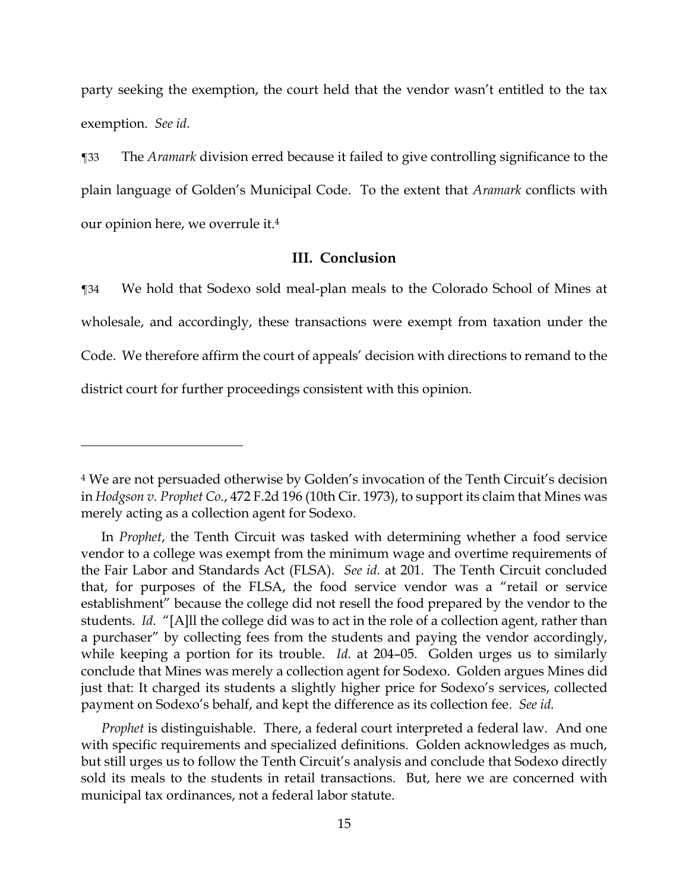party seeking the exemption, the court held that the vendor wasn't entitled to the tax exemption. *See id.*

¶33 The *Aramark* division erred because it failed to give controlling significance to the plain language of Golden's Municipal Code. To the extent that *Aramark* conflicts with our opinion here, we overrule it.[4]

## III. Conclusion

¶34 We hold that Sodexo sold meal-plan meals to the Colorado School of Mines at wholesale, and accordingly, these transactions were exempt from taxation under the Code. We therefore affirm the court of appeals' decision with directions to remand to the district court for further proceedings consistent with this opinion.

---

[4] We are not persuaded otherwise by Golden's invocation of the Tenth Circuit's decision in *Hodgson v. Prophet Co.*, 472 F.2d 196 (10th Cir. 1973), to support its claim that Mines was merely acting as a collection agent for Sodexo.

In *Prophet*, the Tenth Circuit was tasked with determining whether a food service vendor to a college was exempt from the minimum wage and overtime requirements of the Fair Labor and Standards Act (FLSA). *See id.* at 201. The Tenth Circuit concluded that, for purposes of the FLSA, the food service vendor was a "retail or service establishment" because the college did not resell the food prepared by the vendor to the students. *Id.* "[A]ll the college did was to act in the role of a collection agent, rather than a purchaser" by collecting fees from the students and paying the vendor accordingly, while keeping a portion for its trouble. *Id.* at 204–05. Golden urges us to similarly conclude that Mines was merely a collection agent for Sodexo. Golden argues Mines did just that: It charged its students a slightly higher price for Sodexo's services, collected payment on Sodexo's behalf, and kept the difference as its collection fee. *See id.*

*Prophet* is distinguishable. There, a federal court interpreted a federal law. And one with specific requirements and specialized definitions. Golden acknowledges as much, but still urges us to follow the Tenth Circuit's analysis and conclude that Sodexo directly sold its meals to the students in retail transactions. But, here we are concerned with municipal tax ordinances, not a federal labor statute.